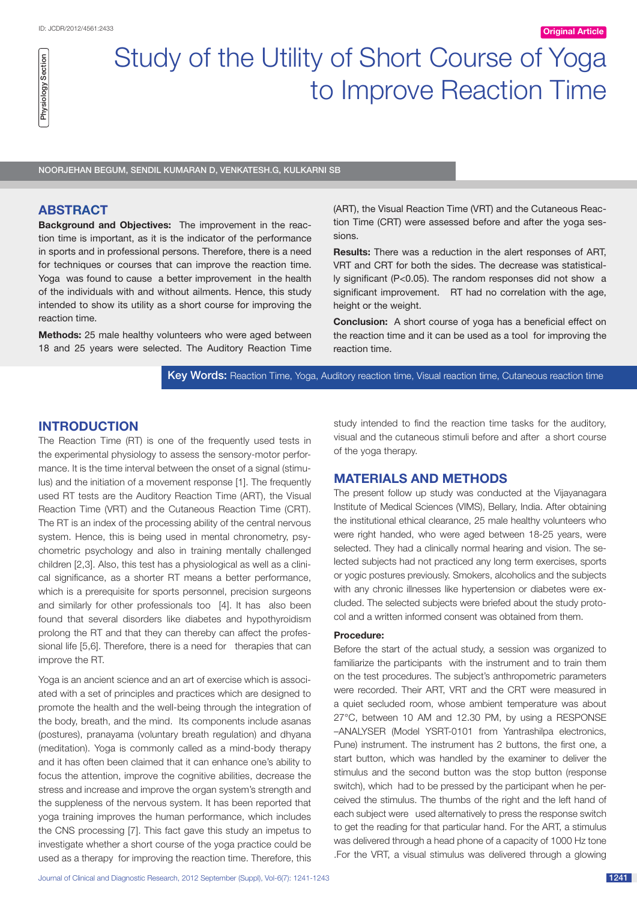ID: JCDR/2012/4561:2433

Original Article

Physiology Section

# Study of the Utility of Short Course of Yoga to Improve Reaction Time

NOORJEHAN BEGUM, SENDIL KUMARAN D, VENKATESH.G, KULKARNI SB

## ABSTRACT

**Background and Objectives:** The improvement in the reaction time is important, as it is the indicator of the performance in sports and in professional persons. Therefore, there is a need for techniques or courses that can improve the reaction time. Yoga was found to cause a better improvement in the health of the individuals with and without ailments. Hence, this study intended to show its utility as a short course for improving the reaction time.

**Methods:** 25 male healthy volunteers who were aged between 18 and 25 years were selected. The Auditory Reaction Time (ART), the Visual Reaction Time (VRT) and the Cutaneous Reaction Time (CRT) were assessed before and after the yoga sessions.

**Results:** There was a reduction in the alert responses of ART, VRT and CRT for both the sides. The decrease was statistically significant (P<0.05). The random responses did not show a significant improvement. RT had no correlation with the age, height or the weight.

**Conclusion:** A short course of yoga has a beneficial effect on the reaction time and it can be used as a tool for improving the reaction time.

**Key Words:** Reaction Time, Yoga, Auditory reaction time, Visual reaction time, Cutaneous reaction time

## INTRODUCTION

The Reaction Time (RT) is one of the frequently used tests in the experimental physiology to assess the sensory-motor performance. It is the time interval between the onset of a signal (stimulus) and the initiation of a movement response [1]. The frequently used RT tests are the Auditory Reaction Time (ART), the Visual Reaction Time (VRT) and the Cutaneous Reaction Time (CRT). The RT is an index of the processing ability of the central nervous system. Hence, this is being used in mental chronometry, psychometric psychology and also in training mentally challenged children [2,3]. Also, this test has a physiological as well as a clinical significance, as a shorter RT means a better performance, which is a prerequisite for sports personnel, precision surgeons and similarly for other professionals too [4]. It has also been found that several disorders like diabetes and hypothyroidism prolong the RT and that they can thereby can affect the professional life [5,6]. Therefore, there is a need for therapies that can improve the RT.

Yoga is an ancient science and an art of exercise which is associated with a set of principles and practices which are designed to promote the health and the well-being through the integration of the body, breath, and the mind. Its components include asanas (postures), pranayama (voluntary breath regulation) and dhyana (meditation). Yoga is commonly called as a mind-body therapy and it has often been claimed that it can enhance one's ability to focus the attention, improve the cognitive abilities, decrease the stress and increase and improve the organ system's strength and the suppleness of the nervous system. It has been reported that yoga training improves the human performance, which includes the CNS processing [7]. This fact gave this study an impetus to investigate whether a short course of the yoga practice could be used as a therapy for improving the reaction time. Therefore, this study intended to find the reaction time tasks for the auditory, visual and the cutaneous stimuli before and after a short course of the yoga therapy.

## MATERIALS AND METHODS

The present follow up study was conducted at the Vijayanagara Institute of Medical Sciences (VIMS), Bellary, India. After obtaining the institutional ethical clearance, 25 male healthy volunteers who were right handed, who were aged between 18-25 years, were selected. They had a clinically normal hearing and vision. The selected subjects had not practiced any long term exercises, sports or yogic postures previously. Smokers, alcoholics and the subjects with any chronic illnesses like hypertension or diabetes were excluded. The selected subjects were briefed about the study protocol and a written informed consent was obtained from them.

### Procedure:

Before the start of the actual study, a session was organized to familiarize the participants with the instrument and to train them on the test procedures. The subject's anthropometric parameters were recorded. Their ART, VRT and the CRT were measured in a quiet secluded room, whose ambient temperature was about 27°C, between 10 AM and 12.30 PM, by using a RESPONSE –ANALYSER (Model YSRT-0101 from Yantrashilpa electronics, Pune) instrument. The instrument has 2 buttons, the first one, a start button, which was handled by the examiner to deliver the stimulus and the second button was the stop button (response switch), which had to be pressed by the participant when he perceived the stimulus. The thumbs of the right and the left hand of each subject were used alternatively to press the response switch to get the reading for that particular hand. For the ART, a stimulus was delivered through a head phone of a capacity of 1000 Hz tone .For the VRT, a visual stimulus was delivered through a glowing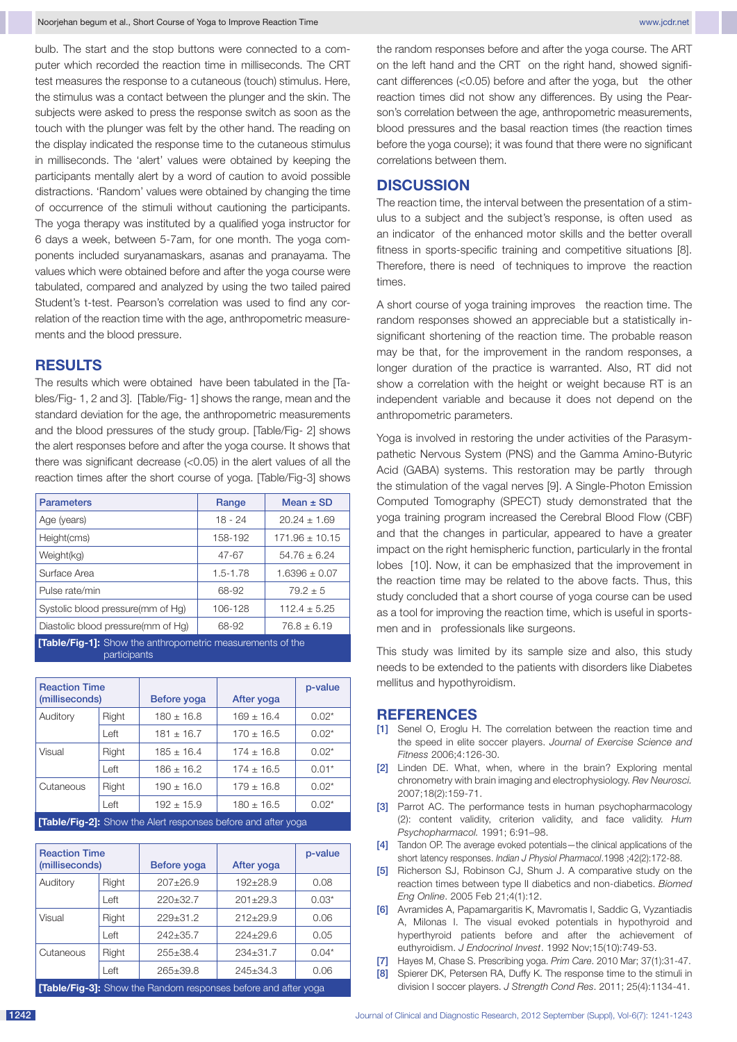bulb. The start and the stop buttons were connected to a computer which recorded the reaction time in milliseconds. The CRT test measures the response to a cutaneous (touch) stimulus. Here, the stimulus was a contact between the plunger and the skin. The subjects were asked to press the response switch as soon as the touch with the plunger was felt by the other hand. The reading on the display indicated the response time to the cutaneous stimulus in milliseconds. The 'alert' values were obtained by keeping the participants mentally alert by a word of caution to avoid possible distractions. 'Random' values were obtained by changing the time of occurrence of the stimuli without cautioning the participants. The yoga therapy was instituted by a qualified yoga instructor for 6 days a week, between 5-7am, for one month. The yoga components included suryanamaskars, asanas and pranayama. The values which were obtained before and after the yoga course were tabulated, compared and analyzed by using the two tailed paired Student's t-test. Pearson's correlation was used to find any correlation of the reaction time with the age, anthropometric measurements and the blood pressure.

## RESULTS

The results which were obtained have been tabulated in the [Tables/Fig- 1, 2 and 3]. [Table/Fig- 1] shows the range, mean and the standard deviation for the age, the anthropometric measurements and the blood pressures of the study group. [Table/Fig- 2] shows the alert responses before and after the yoga course. It shows that there was significant decrease (<0.05) in the alert values of all the reaction times after the short course of yoga. [Table/Fig-3] shows the random responses before and after the yoga course. The ART on the left hand and the CRT on the right hand, showed significant differences (<0.05) before and after the yoga, but the other reaction times did not show any differences. By using the Pearson's correlation between the age, anthropometric measurements, blood pressures and the basal reaction times (the reaction times before the yoga course); it was found that there were no significant correlations between them.

| Parameters | Range | Mean ± SD |
|---|---|---|
| Age (years) | 18 - 24 | 20.24 ± 1.69 |
| Height(cms) | 158-192 | 171.96 ± 10.15 |
| Weight(kg) | 47-67 | 54.76 ± 6.24 |
| Surface Area | 1.5-1.78 | 1.6396 ± 0.07 |
| Pulse rate/min | 68-92 | 79.2 ± 5 |
| Systolic blood pressure(mm of Hg) | 106-128 | 112.4 ± 5.25 |
| Diastolic blood pressure(mm of Hg) | 68-92 | 76.8 ± 6.19 |

**[Table/Fig-1]:** Show the anthropometric measurements of the participants

| Reaction Time (milliseconds) | | Before yoga | After yoga | p-value |
|---|---|---|---|---|
| Auditory | Right | 180 ± 16.8 | 169 ± 16.4 | 0.02* |
| | Left | 181 ± 16.7 | 170 ± 16.5 | 0.02* |
| Visual | Right | 185 ± 16.4 | 174 ± 16.8 | 0.02* |
| | Left | 186 ± 16.2 | 174 ± 16.5 | 0.01* |
| Cutaneous | Right | 190 ± 16.0 | 179 ± 16.8 | 0.02* |
| | Left | 192 ± 15.9 | 180 ± 16.5 | 0.02* |

**[Table/Fig-2]:** Show the Alert responses before and after yoga

| Reaction Time (milliseconds) | | Before yoga | After yoga | p-value |
|---|---|---|---|---|
| Auditory | Right | 207±26.9 | 192±28.9 | 0.08 |
| | Left | 220±32.7 | 201±29.3 | 0.03* |
| Visual | Right | 229±31.2 | 212±29.9 | 0.06 |
| | Left | 242±35.7 | 224±29.6 | 0.05 |
| Cutaneous | Right | 255±38.4 | 234±31.7 | 0.04* |
| | Left | 265±39.8 | 245±34.3 | 0.06 |

**[Table/Fig-3]:** Show the Random responses before and after yoga

## DISCUSSION

The reaction time, the interval between the presentation of a stimulus to a subject and the subject's response, is often used as an indicator of the enhanced motor skills and the better overall fitness in sports-specific training and competitive situations [8]. Therefore, there is need of techniques to improve the reaction times.

A short course of yoga training improves the reaction time. The random responses showed an appreciable but a statistically insignificant shortening of the reaction time. The probable reason may be that, for the improvement in the random responses, a longer duration of the practice is warranted. Also, RT did not show a correlation with the height or weight because RT is an independent variable and because it does not depend on the anthropometric parameters.

Yoga is involved in restoring the under activities of the Parasympathetic Nervous System (PNS) and the Gamma Amino-Butyric Acid (GABA) systems. This restoration may be partly through the stimulation of the vagal nerves [9]. A Single-Photon Emission Computed Tomography (SPECT) study demonstrated that the yoga training program increased the Cerebral Blood Flow (CBF) and that the changes in particular, appeared to have a greater impact on the right hemispheric function, particularly in the frontal lobes [10]. Now, it can be emphasized that the improvement in the reaction time may be related to the above facts. Thus, this study concluded that a short course of yoga course can be used as a tool for improving the reaction time, which is useful in sportsmen and in professionals like surgeons.

This study was limited by its sample size and also, this study needs to be extended to the patients with disorders like Diabetes mellitus and hypothyroidism.

## REFERENCES

[1] Senel O, Eroglu H. The correlation between the reaction time and the speed in elite soccer players. *Journal of Exercise Science and Fitness* 2006;4:126-30.

[2] Linden DE. What, when, where in the brain? Exploring mental chronometry with brain imaging and electrophysiology. *Rev Neurosci.* 2007;18(2):159-71.

[3] Parrot AC. The performance tests in human psychopharmacology (2): content validity, criterion validity, and face validity. *Hum Psychopharmacol.* 1991; 6:91–98.

[4] Tandon OP. The average evoked potentials—the clinical applications of the short latency responses. *Indian J Physiol Pharmacol.* 1998 ;42(2):172-88.

[5] Richerson SJ, Robinson CJ, Shum J. A comparative study on the reaction times between type II diabetics and non-diabetics. *Biomed Eng Online.* 2005 Feb 21;4(1):12.

[6] Avramides A, Papamargaritis K, Mavromatis I, Saddic G, Vyzantiadis A, Milonas I. The visual evoked potentials in hypothyroid and hyperthyroid patients before and after the achievement of euthyroidism. *J Endocrinol Invest*. 1992 Nov;15(10):749-53.

[7] Hayes M, Chase S. Prescribing yoga. *Prim Care*. 2010 Mar; 37(1):31-47.

[8] Spierer DK, Petersen RA, Duffy K. The response time to the stimuli in division I soccer players. *J Strength Cond Res*. 2011; 25(4):1134-41.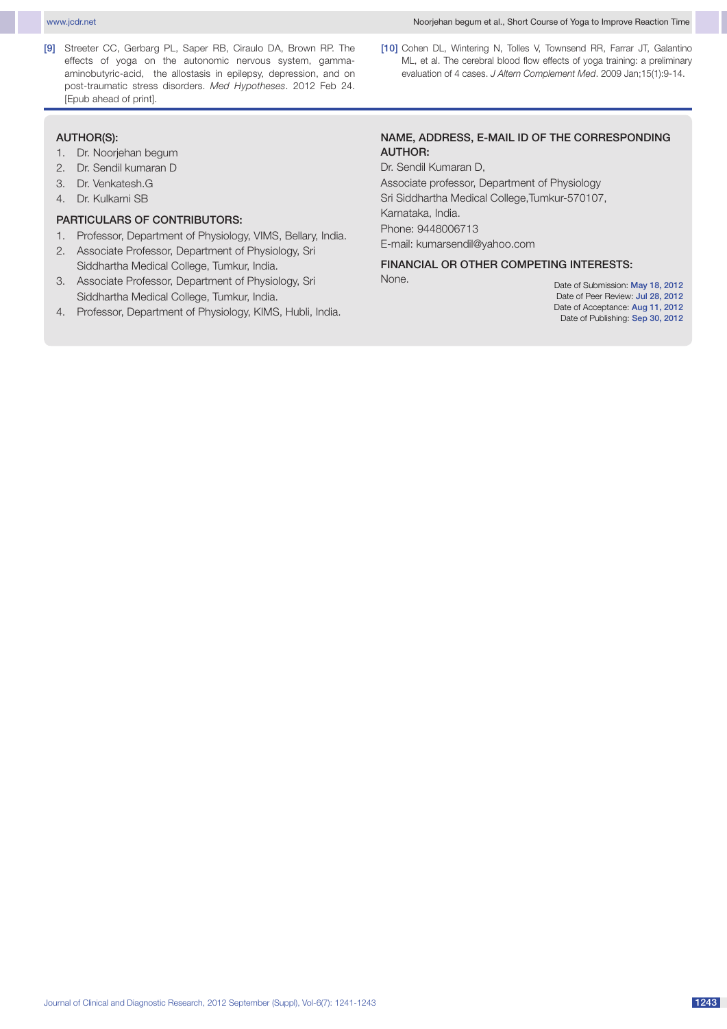[9] Streeter CC, Gerbarg PL, Saper RB, Ciraulo DA, Brown RP. The effects of yoga on the autonomic nervous system, gamma-aminobutyric-acid, the allostasis in epilepsy, depression, and on post-traumatic stress disorders. *Med Hypotheses*. 2012 Feb 24. [Epub ahead of print].

[10] Cohen DL, Wintering N, Tolles V, Townsend RR, Farrar JT, Galantino ML, et al. The cerebral blood flow effects of yoga training: a preliminary evaluation of 4 cases. *J Altern Complement Med*. 2009 Jan;15(1):9-14.

### AUTHOR(S):

1. Dr. Noorjehan begum
2. Dr. Sendil kumaran D
3. Dr. Venkatesh.G
4. Dr. Kulkarni SB

### PARTICULARS OF CONTRIBUTORS:

1. Professor, Department of Physiology, VIMS, Bellary, India.
2. Associate Professor, Department of Physiology, Sri Siddhartha Medical College, Tumkur, India.
3. Associate Professor, Department of Physiology, Sri Siddhartha Medical College, Tumkur, India.
4. Professor, Department of Physiology, KIMS, Hubli, India.

### NAME, ADDRESS, E-MAIL ID OF THE CORRESPONDING AUTHOR:

Dr. Sendil Kumaran D,
Associate professor, Department of Physiology
Sri Siddhartha Medical College,Tumkur-570107,
Karnataka, India.
Phone: 9448006713
E-mail: kumarsendil@yahoo.com

### FINANCIAL OR OTHER COMPETING INTERESTS:

None.

Date of Submission: May 18, 2012
Date of Peer Review: Jul 28, 2012
Date of Acceptance: Aug 11, 2012
Date of Publishing: Sep 30, 2012